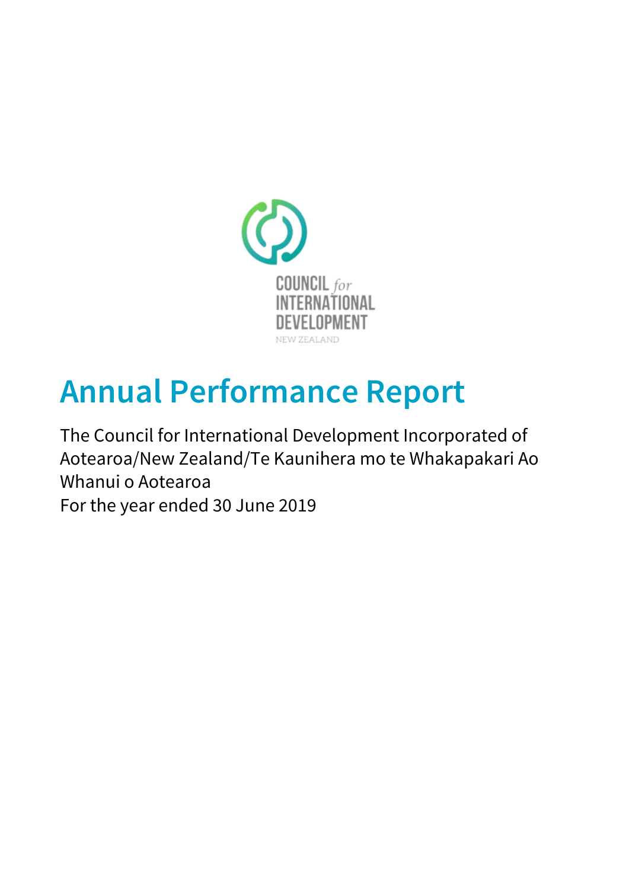COUNCIL for INTERNATIONAL DEVELOPMENT

NEW ZEALAND

# Annual Performance Report

The Council for International Development Incorporated of Aotearoa/New Zealand/Te Kaunihera mo te Whakapakari Ao Whanui o Aotearoa

For the year ended 30 June 2019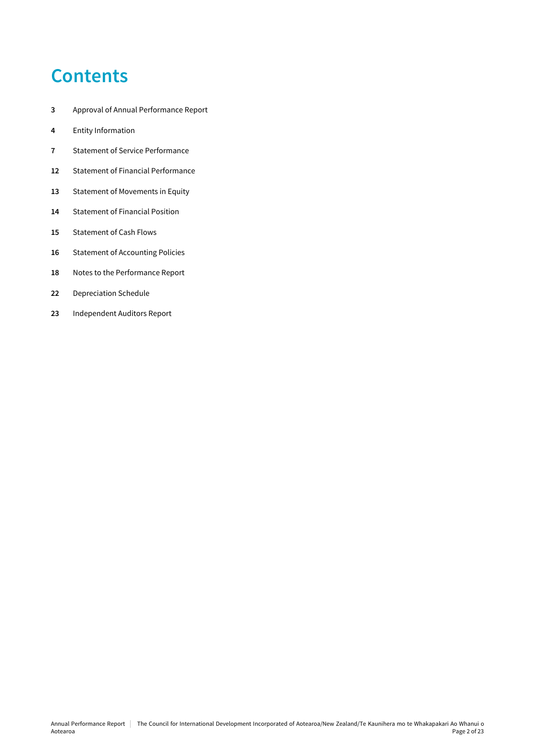# Contents

| | |
|---|---|
| **3** | Approval of Annual Performance Report |
| **4** | Entity Information |
| **7** | Statement of Service Performance |
| **12** | Statement of Financial Performance |
| **13** | Statement of Movements in Equity |
| **14** | Statement of Financial Position |
| **15** | Statement of Cash Flows |
| **16** | Statement of Accounting Policies |
| **18** | Notes to the Performance Report |
| **22** | Depreciation Schedule |
| **23** | Independent Auditors Report |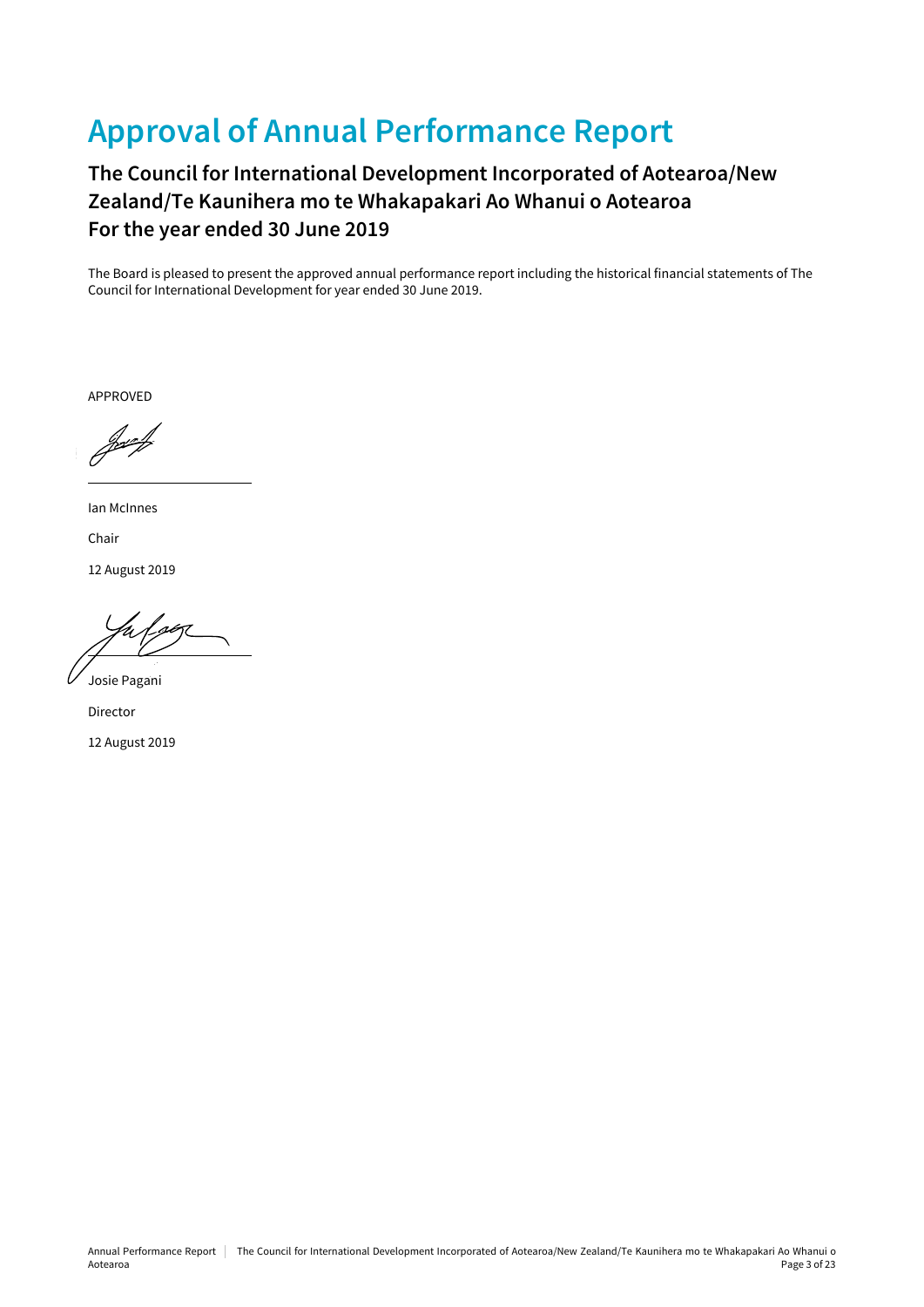# Approval of Annual Performance Report

## The Council for International Development Incorporated of Aotearoa/New Zealand/Te Kaunihera mo te Whakapakari Ao Whanui o Aotearoa
## For the year ended 30 June 2019

The Board is pleased to present the approved annual performance report including the historical financial statements of The Council for International Development for year ended 30 June 2019.

APPROVED

Ian McInnes

Chair

12 August 2019

Josie Pagani

Director

12 August 2019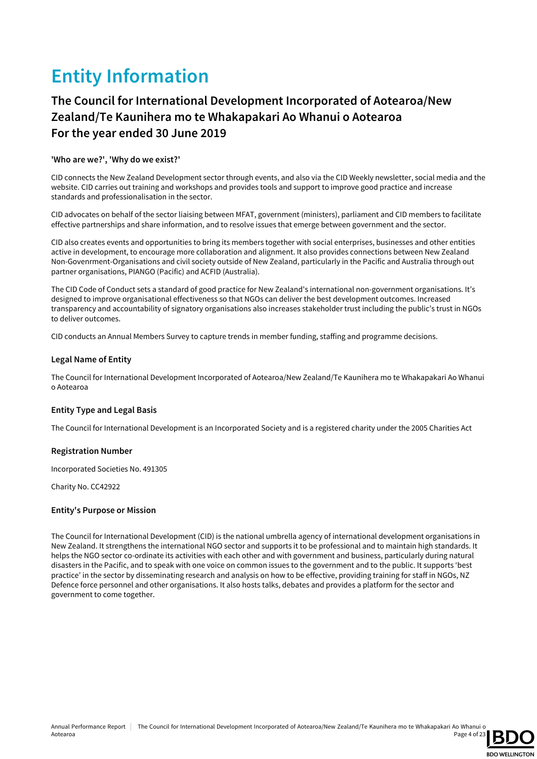# Entity Information

## The Council for International Development Incorporated of Aotearoa/New Zealand/Te Kaunihera mo te Whakapakari Ao Whanui o Aotearoa
## For the year ended 30 June 2019

**'Who are we?', 'Why do we exist?'**

CID connects the New Zealand Development sector through events, and also via the CID Weekly newsletter, social media and the website. CID carries out training and workshops and provides tools and support to improve good practice and increase standards and professionalisation in the sector.

CID advocates on behalf of the sector liaising between MFAT, government (ministers), parliament and CID members to facilitate effective partnerships and share information, and to resolve issues that emerge between government and the sector.

CID also creates events and opportunities to bring its members together with social enterprises, businesses and other entities active in development, to encourage more collaboration and alignment. It also provides connections between New Zealand Non-Govenrment-Organisations and civil society outside of New Zealand, particularly in the Pacific and Australia through out partner organisations, PIANGO (Pacific) and ACFID (Australia).

The CID Code of Conduct sets a standard of good practice for New Zealand's international non-government organisations. It's designed to improve organisational effectiveness so that NGOs can deliver the best development outcomes. Increased transparency and accountability of signatory organisations also increases stakeholder trust including the public's trust in NGOs to deliver outcomes.

CID conducts an Annual Members Survey to capture trends in member funding, staffing and programme decisions.

### Legal Name of Entity

The Council for International Development Incorporated of Aotearoa/New Zealand/Te Kaunihera mo te Whakapakari Ao Whanui o Aotearoa

### Entity Type and Legal Basis

The Council for International Development is an Incorporated Society and is a registered charity under the 2005 Charities Act

### Registration Number

Incorporated Societies No. 491305

Charity No. CC42922

### Entity's Purpose or Mission

The Council for International Development (CID) is the national umbrella agency of international development organisations in New Zealand. It strengthens the international NGO sector and supports it to be professional and to maintain high standards. It helps the NGO sector co-ordinate its activities with each other and with government and business, particularly during natural disasters in the Pacific, and to speak with one voice on common issues to the government and to the public. It supports 'best practice' in the sector by disseminating research and analysis on how to be effective, providing training for staff in NGOs, NZ Defence force personnel and other organisations. It also hosts talks, debates and provides a platform for the sector and government to come together.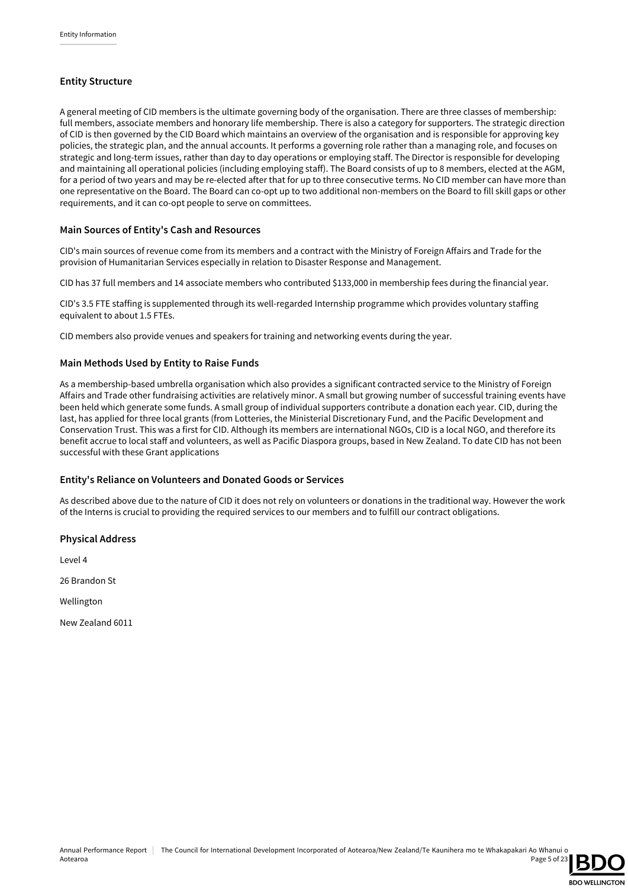## Entity Structure

A general meeting of CID members is the ultimate governing body of the organisation. There are three classes of membership: full members, associate members and honorary life membership. There is also a category for supporters. The strategic direction of CID is then governed by the CID Board which maintains an overview of the organisation and is responsible for approving key policies, the strategic plan, and the annual accounts. It performs a governing role rather than a managing role, and focuses on strategic and long-term issues, rather than day to day operations or employing staff. The Director is responsible for developing and maintaining all operational policies (including employing staff). The Board consists of up to 8 members, elected at the AGM, for a period of two years and may be re-elected after that for up to three consecutive terms. No CID member can have more than one representative on the Board. The Board can co-opt up to two additional non-members on the Board to fill skill gaps or other requirements, and it can co-opt people to serve on committees.

## Main Sources of Entity's Cash and Resources

CID's main sources of revenue come from its members and a contract with the Ministry of Foreign Affairs and Trade for the provision of Humanitarian Services especially in relation to Disaster Response and Management.

CID has 37 full members and 14 associate members who contributed $133,000 in membership fees during the financial year.

CID's 3.5 FTE staffing is supplemented through its well-regarded Internship programme which provides voluntary staffing equivalent to about 1.5 FTEs.

CID members also provide venues and speakers for training and networking events during the year.

## Main Methods Used by Entity to Raise Funds

As a membership-based umbrella organisation which also provides a significant contracted service to the Ministry of Foreign Affairs and Trade other fundraising activities are relatively minor. A small but growing number of successful training events have been held which generate some funds. A small group of individual supporters contribute a donation each year. CID, during the last, has applied for three local grants (from Lotteries, the Ministerial Discretionary Fund, and the Pacific Development and Conservation Trust. This was a first for CID. Although its members are international NGOs, CID is a local NGO, and therefore its benefit accrue to local staff and volunteers, as well as Pacific Diaspora groups, based in New Zealand. To date CID has not been successful with these Grant applications

## Entity's Reliance on Volunteers and Donated Goods or Services

As described above due to the nature of CID it does not rely on volunteers or donations in the traditional way. However the work of the Interns is crucial to providing the required services to our members and to fulfill our contract obligations.

## Physical Address

Level 4

26 Brandon St

Wellington

New Zealand 6011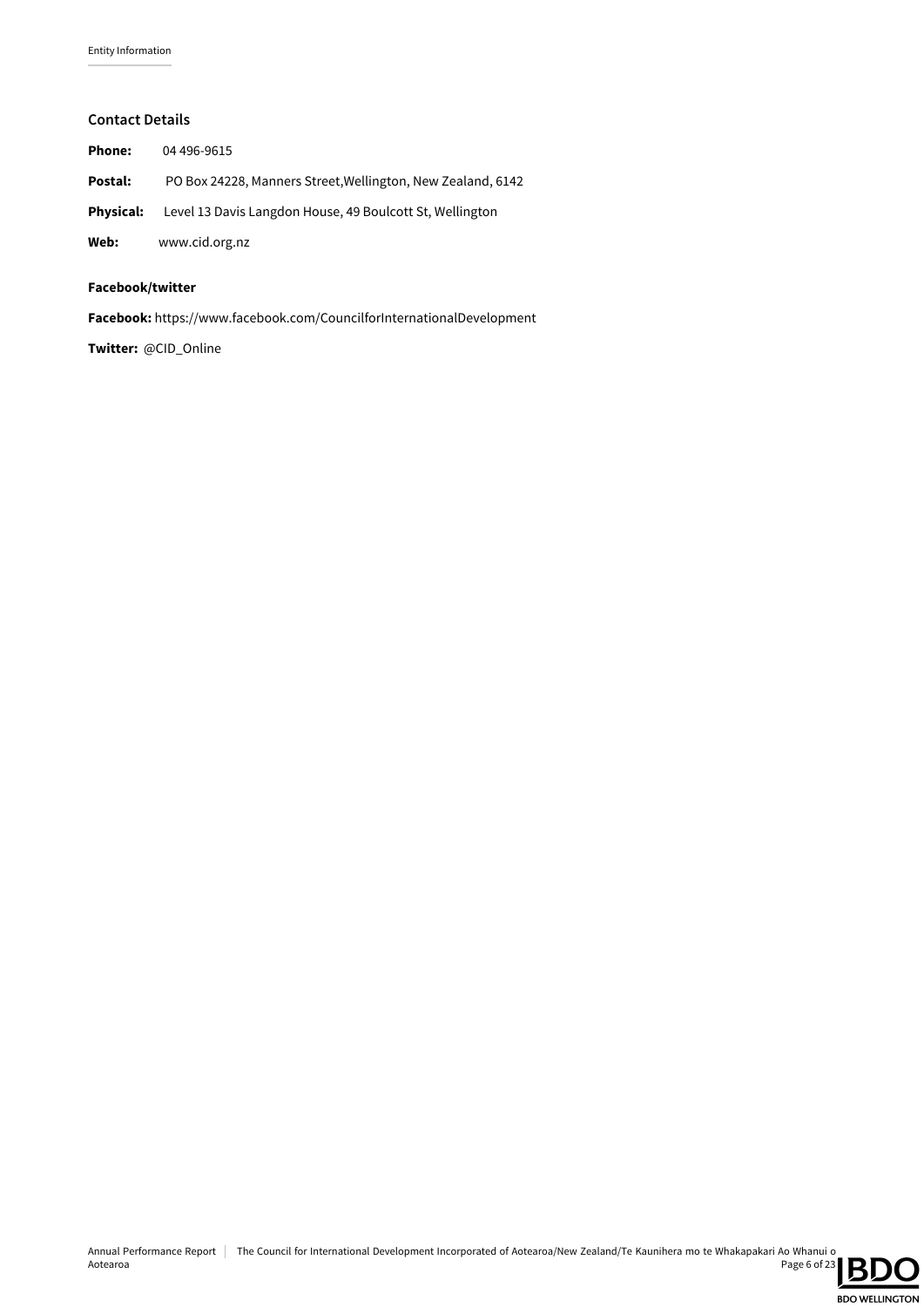## Contact Details

**Phone:** 04 496-9615

**Postal:** PO Box 24228, Manners Street,Wellington, New Zealand, 6142

**Physical:** Level 13 Davis Langdon House, 49 Boulcott St, Wellington

**Web:** www.cid.org.nz

### Facebook/twitter

**Facebook:** https://www.facebook.com/CouncilforInternationalDevelopment

**Twitter:** @CID_Online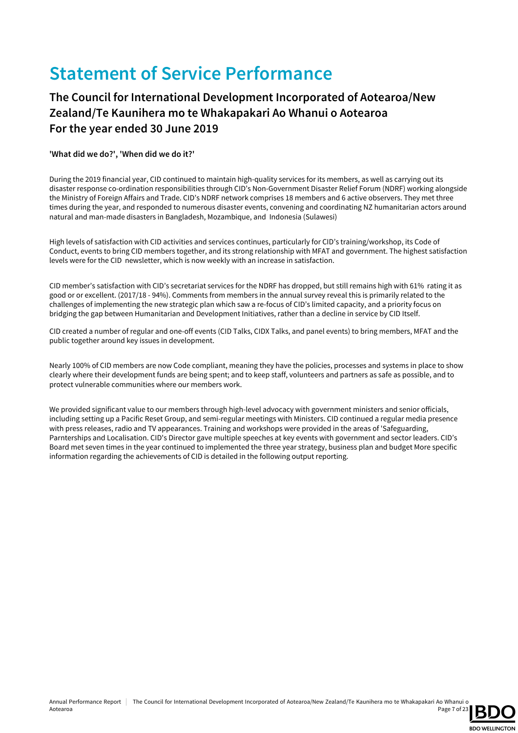# Statement of Service Performance

## The Council for International Development Incorporated of Aotearoa/New Zealand/Te Kaunihera mo te Whakapakari Ao Whanui o Aotearoa
## For the year ended 30 June 2019

**'What did we do?', 'When did we do it?'**

During the 2019 financial year, CID continued to maintain high-quality services for its members, as well as carrying out its disaster response co-ordination responsibilities through CID's Non-Government Disaster Relief Forum (NDRF) working alongside the Ministry of Foreign Affairs and Trade. CID's NDRF network comprises 18 members and 6 active observers. They met three times during the year, and responded to numerous disaster events, convening and coordinating NZ humanitarian actors around natural and man-made disasters in Bangladesh, Mozambique, and Indonesia (Sulawesi)

High levels of satisfaction with CID activities and services continues, particularly for CID's training/workshop, its Code of Conduct, events to bring CID members together, and its strong relationship with MFAT and government. The highest satisfaction levels were for the CID newsletter, which is now weekly with an increase in satisfaction.

CID member's satisfaction with CID's secretariat services for the NDRF has dropped, but still remains high with 61% rating it as good or or excellent. (2017/18 - 94%). Comments from members in the annual survey reveal this is primarily related to the challenges of implementing the new strategic plan which saw a re-focus of CID's limited capacity, and a priority focus on bridging the gap between Humanitarian and Development Initiatives, rather than a decline in service by CID Itself.

CID created a number of regular and one-off events (CID Talks, CIDX Talks, and panel events) to bring members, MFAT and the public together around key issues in development.

Nearly 100% of CID members are now Code compliant, meaning they have the policies, processes and systems in place to show clearly where their development funds are being spent; and to keep staff, volunteers and partners as safe as possible, and to protect vulnerable communities where our members work.

We provided significant value to our members through high-level advocacy with government ministers and senior officials, including setting up a Pacific Reset Group, and semi-regular meetings with Ministers. CID continued a regular media presence with press releases, radio and TV appearances. Training and workshops were provided in the areas of 'Safeguarding, Parnterships and Localisation. CID's Director gave multiple speeches at key events with government and sector leaders. CID's Board met seven times in the year continued to implemented the three year strategy, business plan and budget More specific information regarding the achievements of CID is detailed in the following output reporting.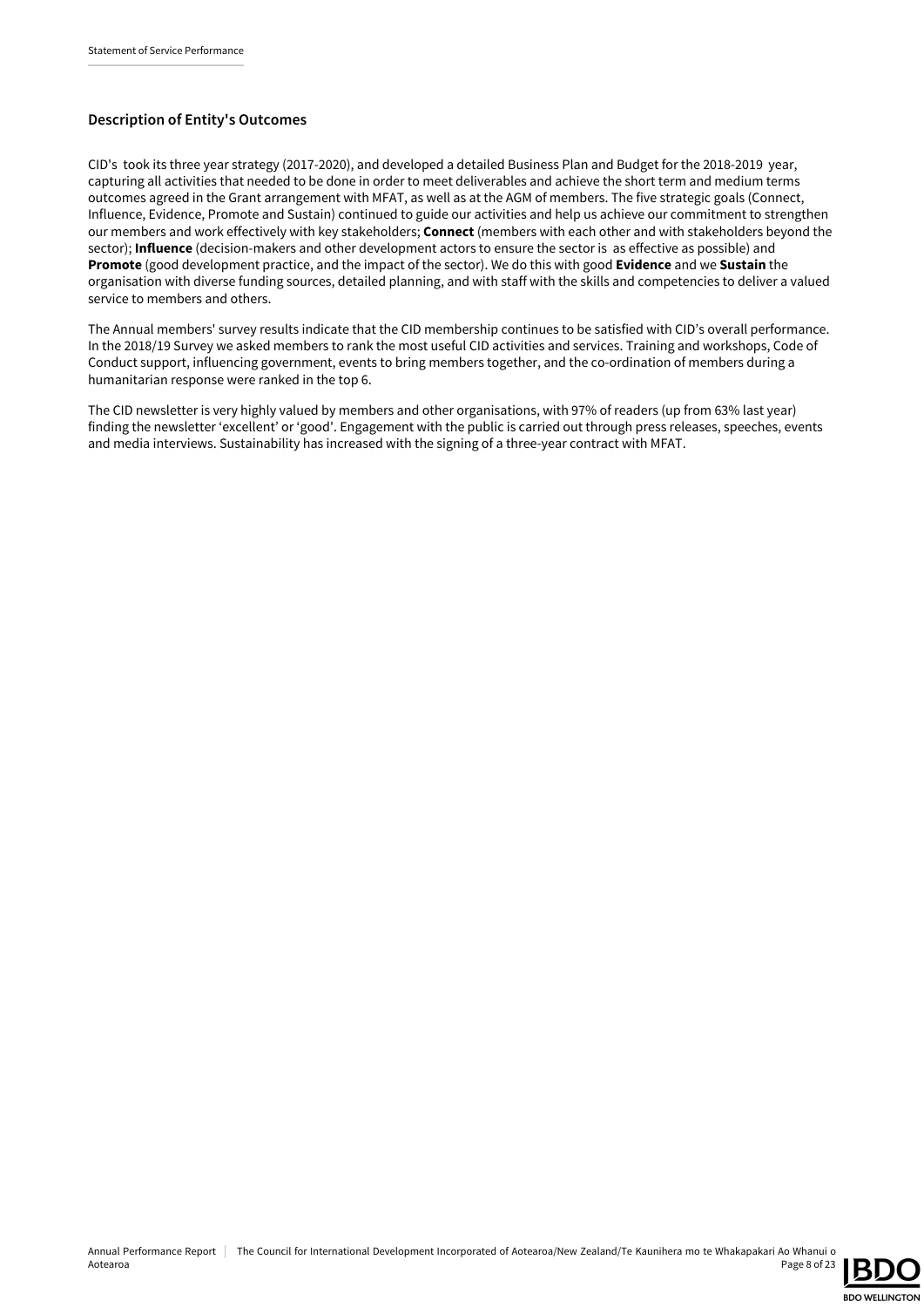## Description of Entity's Outcomes

CID's took its three year strategy (2017-2020), and developed a detailed Business Plan and Budget for the 2018-2019 year, capturing all activities that needed to be done in order to meet deliverables and achieve the short term and medium terms outcomes agreed in the Grant arrangement with MFAT, as well as at the AGM of members. The five strategic goals (Connect, Influence, Evidence, Promote and Sustain) continued to guide our activities and help us achieve our commitment to strengthen our members and work effectively with key stakeholders; **Connect** (members with each other and with stakeholders beyond the sector); **Influence** (decision-makers and other development actors to ensure the sector is as effective as possible) and **Promote** (good development practice, and the impact of the sector). We do this with good **Evidence** and we **Sustain** the organisation with diverse funding sources, detailed planning, and with staff with the skills and competencies to deliver a valued service to members and others.

The Annual members' survey results indicate that the CID membership continues to be satisfied with CID's overall performance. In the 2018/19 Survey we asked members to rank the most useful CID activities and services. Training and workshops, Code of Conduct support, influencing government, events to bring members together, and the co-ordination of members during a humanitarian response were ranked in the top 6.

The CID newsletter is very highly valued by members and other organisations, with 97% of readers (up from 63% last year) finding the newsletter 'excellent' or 'good'. Engagement with the public is carried out through press releases, speeches, events and media interviews. Sustainability has increased with the signing of a three-year contract with MFAT.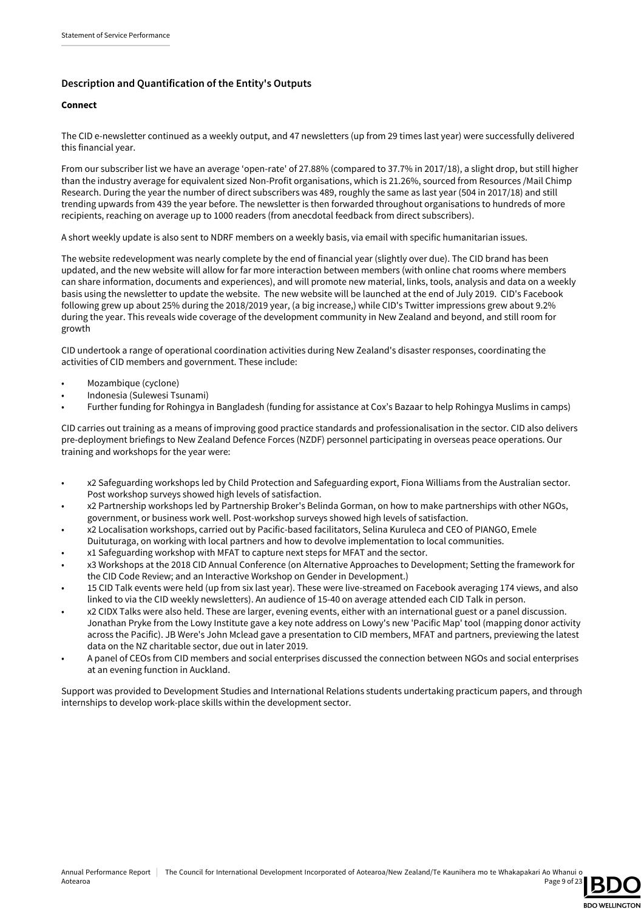## Description and Quantification of the Entity's Outputs

### Connect

The CID e-newsletter continued as a weekly output, and 47 newsletters (up from 29 times last year) were successfully delivered this financial year.

From our subscriber list we have an average 'open-rate' of 27.88% (compared to 37.7% in 2017/18), a slight drop, but still higher than the industry average for equivalent sized Non-Profit organisations, which is 21.26%, sourced from Resources /Mail Chimp Research. During the year the number of direct subscribers was 489, roughly the same as last year (504 in 2017/18) and still trending upwards from 439 the year before. The newsletter is then forwarded throughout organisations to hundreds of more recipients, reaching on average up to 1000 readers (from anecdotal feedback from direct subscribers).

A short weekly update is also sent to NDRF members on a weekly basis, via email with specific humanitarian issues.

The website redevelopment was nearly complete by the end of financial year (slightly over due). The CID brand has been updated, and the new website will allow for far more interaction between members (with online chat rooms where members can share information, documents and experiences), and will promote new material, links, tools, analysis and data on a weekly basis using the newsletter to update the website. The new website will be launched at the end of July 2019. CID's Facebook following grew up about 25% during the 2018/2019 year, (a big increase,) while CID's Twitter impressions grew about 9.2% during the year. This reveals wide coverage of the development community in New Zealand and beyond, and still room for growth

CID undertook a range of operational coordination activities during New Zealand's disaster responses, coordinating the activities of CID members and government. These include:

- Mozambique (cyclone)
- Indonesia (Sulewesi Tsunami)
- Further funding for Rohingya in Bangladesh (funding for assistance at Cox's Bazaar to help Rohingya Muslims in camps)

CID carries out training as a means of improving good practice standards and professionalisation in the sector. CID also delivers pre-deployment briefings to New Zealand Defence Forces (NZDF) personnel participating in overseas peace operations. Our training and workshops for the year were:

- x2 Safeguarding workshops led by Child Protection and Safeguarding export, Fiona Williams from the Australian sector. Post workshop surveys showed high levels of satisfaction.
- x2 Partnership workshops led by Partnership Broker's Belinda Gorman, on how to make partnerships with other NGOs, government, or business work well. Post-workshop surveys showed high levels of satisfaction.
- x2 Localisation workshops, carried out by Pacific-based facilitators, Selina Kuruleca and CEO of PIANGO, Emele Duituturaga, on working with local partners and how to devolve implementation to local communities.
- x1 Safeguarding workshop with MFAT to capture next steps for MFAT and the sector.
- x3 Workshops at the 2018 CID Annual Conference (on Alternative Approaches to Development; Setting the framework for the CID Code Review; and an Interactive Workshop on Gender in Development.)
- 15 CID Talk events were held (up from six last year). These were live-streamed on Facebook averaging 174 views, and also linked to via the CID weekly newsletters). An audience of 15-40 on average attended each CID Talk in person.
- x2 CIDX Talks were also held. These are larger, evening events, either with an international guest or a panel discussion. Jonathan Pryke from the Lowy Institute gave a key note address on Lowy's new 'Pacific Map' tool (mapping donor activity across the Pacific). JB Were's John Mclead gave a presentation to CID members, MFAT and partners, previewing the latest data on the NZ charitable sector, due out in later 2019.
- A panel of CEOs from CID members and social enterprises discussed the connection between NGOs and social enterprises at an evening function in Auckland.

Support was provided to Development Studies and International Relations students undertaking practicum papers, and through internships to develop work-place skills within the development sector.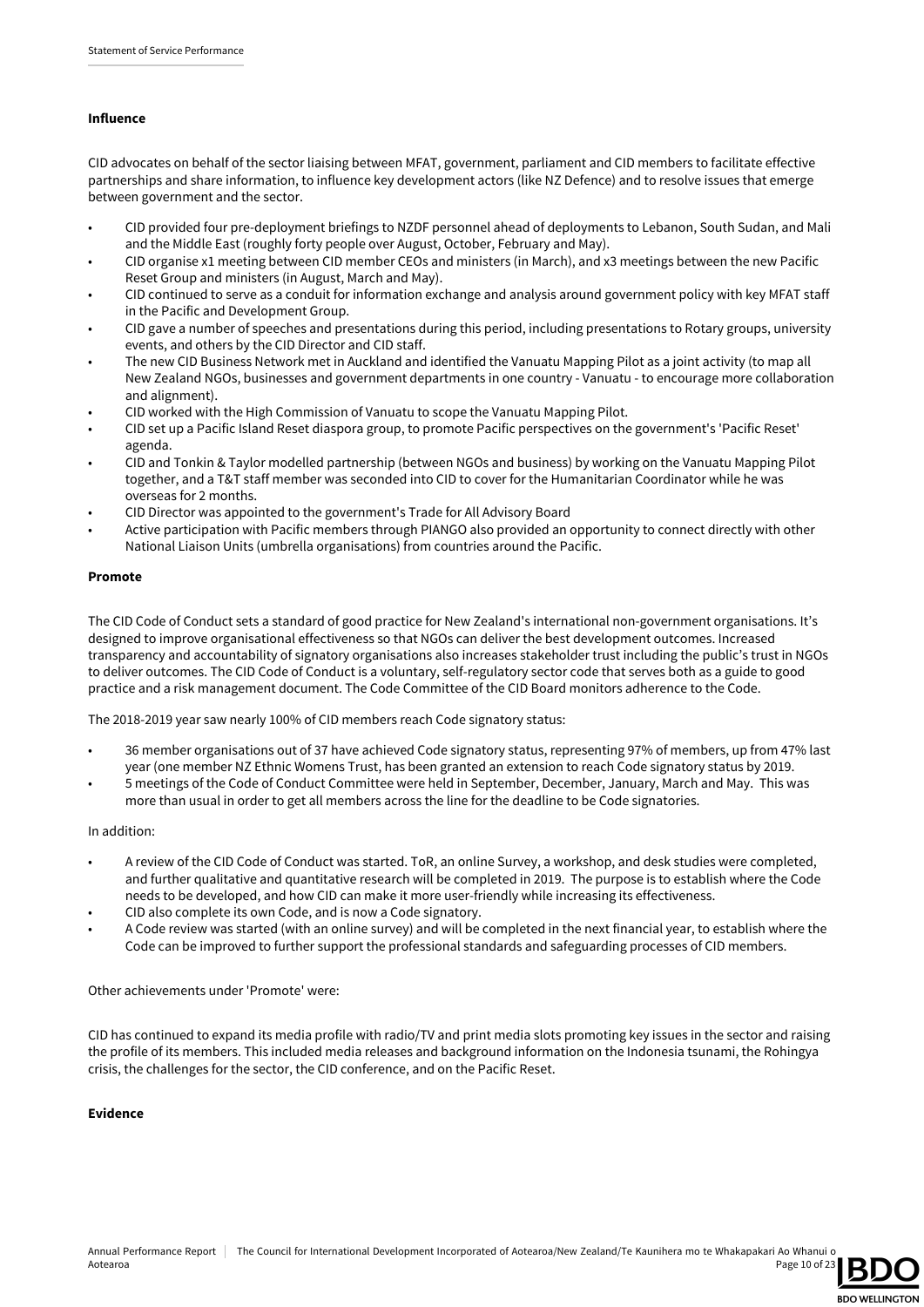**Influence**

CID advocates on behalf of the sector liaising between MFAT, government, parliament and CID members to facilitate effective partnerships and share information, to influence key development actors (like NZ Defence) and to resolve issues that emerge between government and the sector.

- CID provided four pre-deployment briefings to NZDF personnel ahead of deployments to Lebanon, South Sudan, and Mali and the Middle East (roughly forty people over August, October, February and May).
- CID organise x1 meeting between CID member CEOs and ministers (in March), and x3 meetings between the new Pacific Reset Group and ministers (in August, March and May).
- CID continued to serve as a conduit for information exchange and analysis around government policy with key MFAT staff in the Pacific and Development Group.
- CID gave a number of speeches and presentations during this period, including presentations to Rotary groups, university events, and others by the CID Director and CID staff.
- The new CID Business Network met in Auckland and identified the Vanuatu Mapping Pilot as a joint activity (to map all New Zealand NGOs, businesses and government departments in one country - Vanuatu - to encourage more collaboration and alignment).
- CID worked with the High Commission of Vanuatu to scope the Vanuatu Mapping Pilot.
- CID set up a Pacific Island Reset diaspora group, to promote Pacific perspectives on the government's 'Pacific Reset' agenda.
- CID and Tonkin & Taylor modelled partnership (between NGOs and business) by working on the Vanuatu Mapping Pilot together, and a T&T staff member was seconded into CID to cover for the Humanitarian Coordinator while he was overseas for 2 months.
- CID Director was appointed to the government's Trade for All Advisory Board
- Active participation with Pacific members through PIANGO also provided an opportunity to connect directly with other National Liaison Units (umbrella organisations) from countries around the Pacific.

**Promote**

The CID Code of Conduct sets a standard of good practice for New Zealand's international non-government organisations. It's designed to improve organisational effectiveness so that NGOs can deliver the best development outcomes. Increased transparency and accountability of signatory organisations also increases stakeholder trust including the public's trust in NGOs to deliver outcomes. The CID Code of Conduct is a voluntary, self-regulatory sector code that serves both as a guide to good practice and a risk management document. The Code Committee of the CID Board monitors adherence to the Code.

The 2018-2019 year saw nearly 100% of CID members reach Code signatory status:

- 36 member organisations out of 37 have achieved Code signatory status, representing 97% of members, up from 47% last year (one member NZ Ethnic Womens Trust, has been granted an extension to reach Code signatory status by 2019.
- 5 meetings of the Code of Conduct Committee were held in September, December, January, March and May. This was more than usual in order to get all members across the line for the deadline to be Code signatories.

In addition:

- A review of the CID Code of Conduct was started. ToR, an online Survey, a workshop, and desk studies were completed, and further qualitative and quantitative research will be completed in 2019. The purpose is to establish where the Code needs to be developed, and how CID can make it more user-friendly while increasing its effectiveness.
- CID also complete its own Code, and is now a Code signatory.
- A Code review was started (with an online survey) and will be completed in the next financial year, to establish where the Code can be improved to further support the professional standards and safeguarding processes of CID members.

Other achievements under 'Promote' were:

CID has continued to expand its media profile with radio/TV and print media slots promoting key issues in the sector and raising the profile of its members. This included media releases and background information on the Indonesia tsunami, the Rohingya crisis, the challenges for the sector, the CID conference, and on the Pacific Reset.

**Evidence**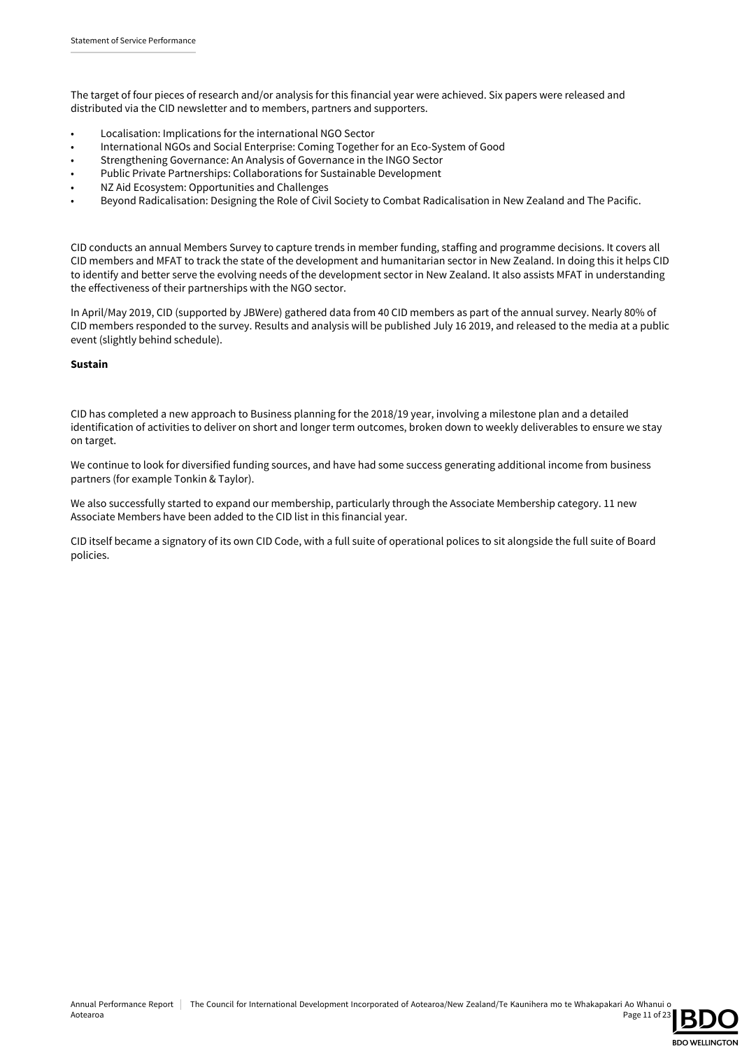The target of four pieces of research and/or analysis for this financial year were achieved. Six papers were released and distributed via the CID newsletter and to members, partners and supporters.

- Localisation: Implications for the international NGO Sector
- International NGOs and Social Enterprise: Coming Together for an Eco-System of Good
- Strengthening Governance: An Analysis of Governance in the INGO Sector
- Public Private Partnerships: Collaborations for Sustainable Development
- NZ Aid Ecosystem: Opportunities and Challenges
- Beyond Radicalisation: Designing the Role of Civil Society to Combat Radicalisation in New Zealand and The Pacific.

CID conducts an annual Members Survey to capture trends in member funding, staffing and programme decisions. It covers all CID members and MFAT to track the state of the development and humanitarian sector in New Zealand. In doing this it helps CID to identify and better serve the evolving needs of the development sector in New Zealand. It also assists MFAT in understanding the effectiveness of their partnerships with the NGO sector.

In April/May 2019, CID (supported by JBWere) gathered data from 40 CID members as part of the annual survey. Nearly 80% of CID members responded to the survey. Results and analysis will be published July 16 2019, and released to the media at a public event (slightly behind schedule).

**Sustain**

CID has completed a new approach to Business planning for the 2018/19 year, involving a milestone plan and a detailed identification of activities to deliver on short and longer term outcomes, broken down to weekly deliverables to ensure we stay on target.

We continue to look for diversified funding sources, and have had some success generating additional income from business partners (for example Tonkin & Taylor).

We also successfully started to expand our membership, particularly through the Associate Membership category. 11 new Associate Members have been added to the CID list in this financial year.

CID itself became a signatory of its own CID Code, with a full suite of operational polices to sit alongside the full suite of Board policies.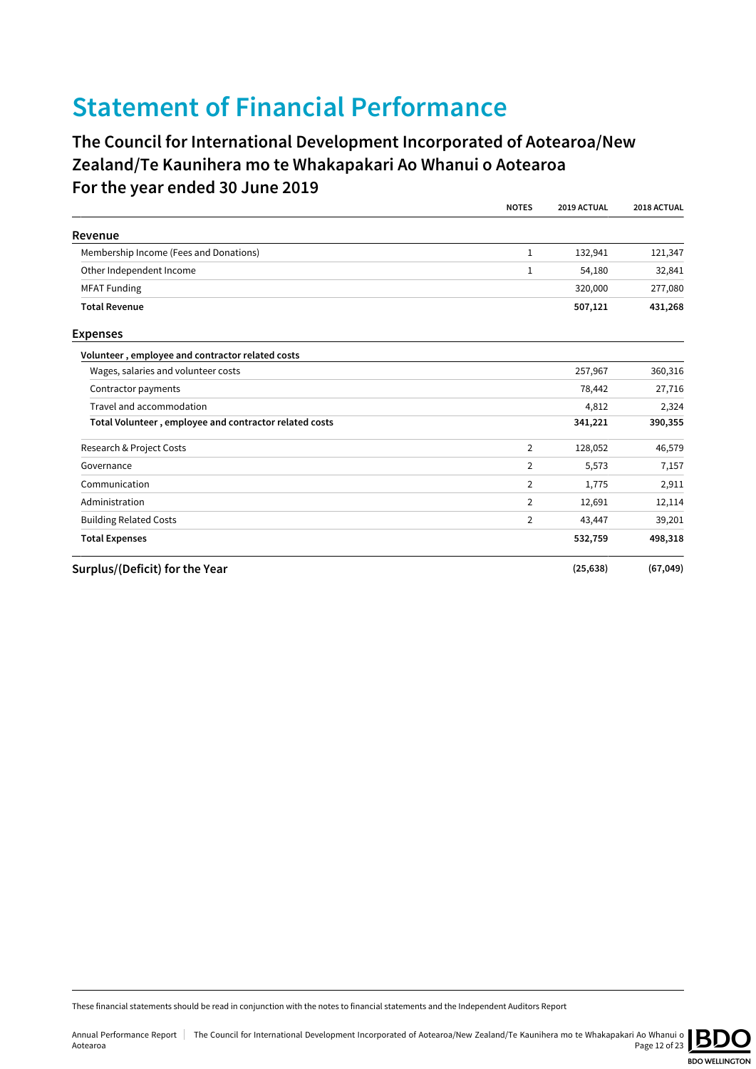# Statement of Financial Performance

## The Council for International Development Incorporated of Aotearoa/New Zealand/Te Kaunihera mo te Whakapakari Ao Whanui o Aotearoa

## For the year ended 30 June 2019

| | NOTES | 2019 ACTUAL | 2018 ACTUAL |
|---|---|---|---|
| **Revenue** | | | |
| Membership Income (Fees and Donations) | 1 | 132,941 | 121,347 |
| Other Independent Income | 1 | 54,180 | 32,841 |
| MFAT Funding | | 320,000 | 277,080 |
| **Total Revenue** | | **507,121** | **431,268** |
| **Expenses** | | | |
| **Volunteer , employee and contractor related costs** | | | |
| Wages, salaries and volunteer costs | | 257,967 | 360,316 |
| Contractor payments | | 78,442 | 27,716 |
| Travel and accommodation | | 4,812 | 2,324 |
| **Total Volunteer , employee and contractor related costs** | | **341,221** | **390,355** |
| Research & Project Costs | 2 | 128,052 | 46,579 |
| Governance | 2 | 5,573 | 7,157 |
| Communication | 2 | 1,775 | 2,911 |
| Administration | 2 | 12,691 | 12,114 |
| Building Related Costs | 2 | 43,447 | 39,201 |
| **Total Expenses** | | **532,759** | **498,318** |
| **Surplus/(Deficit) for the Year** | | **(25,638)** | **(67,049)** |

These financial statements should be read in conjunction with the notes to financial statements and the Independent Auditors Report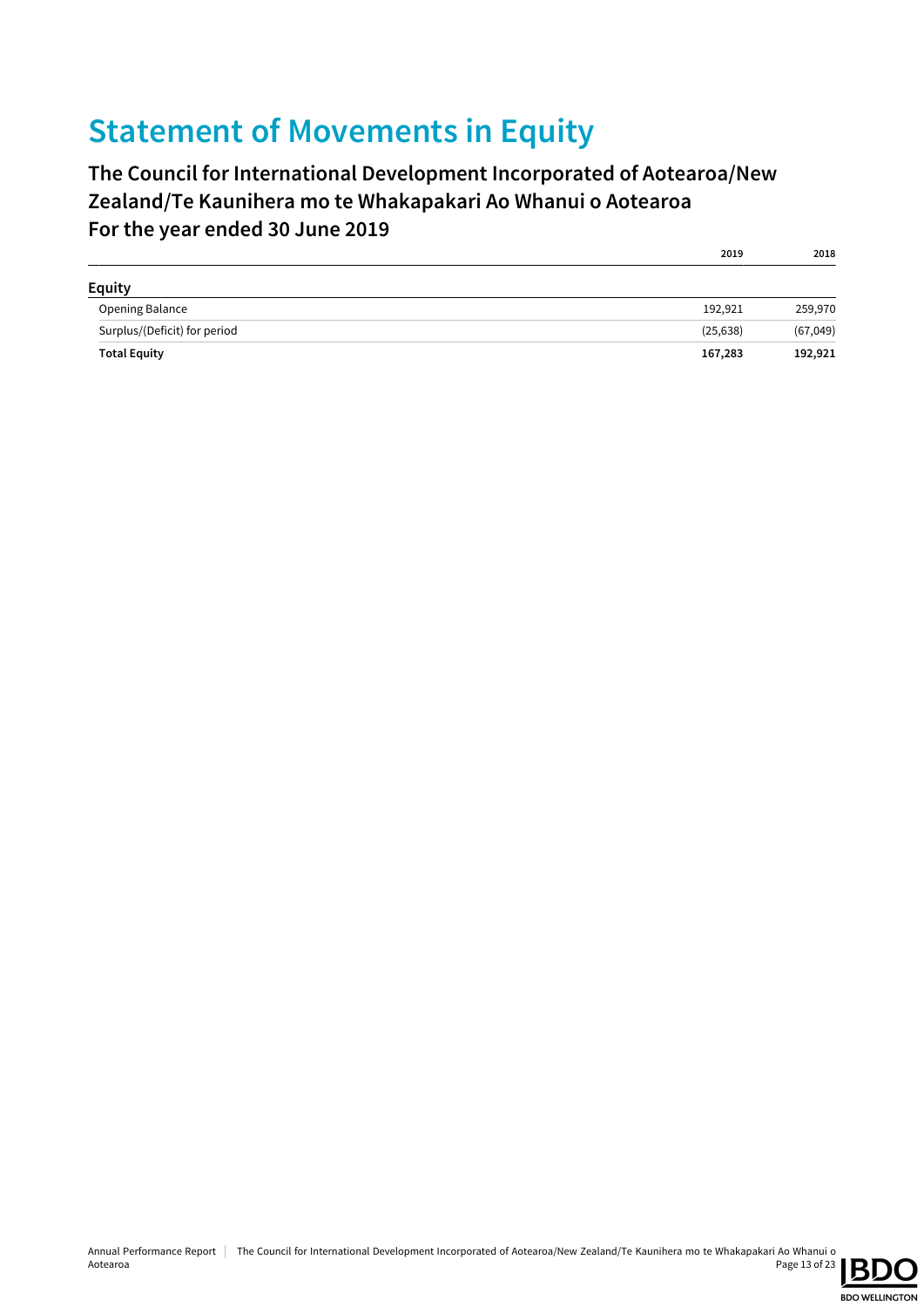# Statement of Movements in Equity

## The Council for International Development Incorporated of Aotearoa/New Zealand/Te Kaunihera mo te Whakapakari Ao Whanui o Aotearoa
## For the year ended 30 June 2019

| | 2019 | 2018 |
|---|---|---|
| **Equity** | | |
| Opening Balance | 192,921 | 259,970 |
| Surplus/(Deficit) for period | (25,638) | (67,049) |
| **Total Equity** | **167,283** | **192,921** |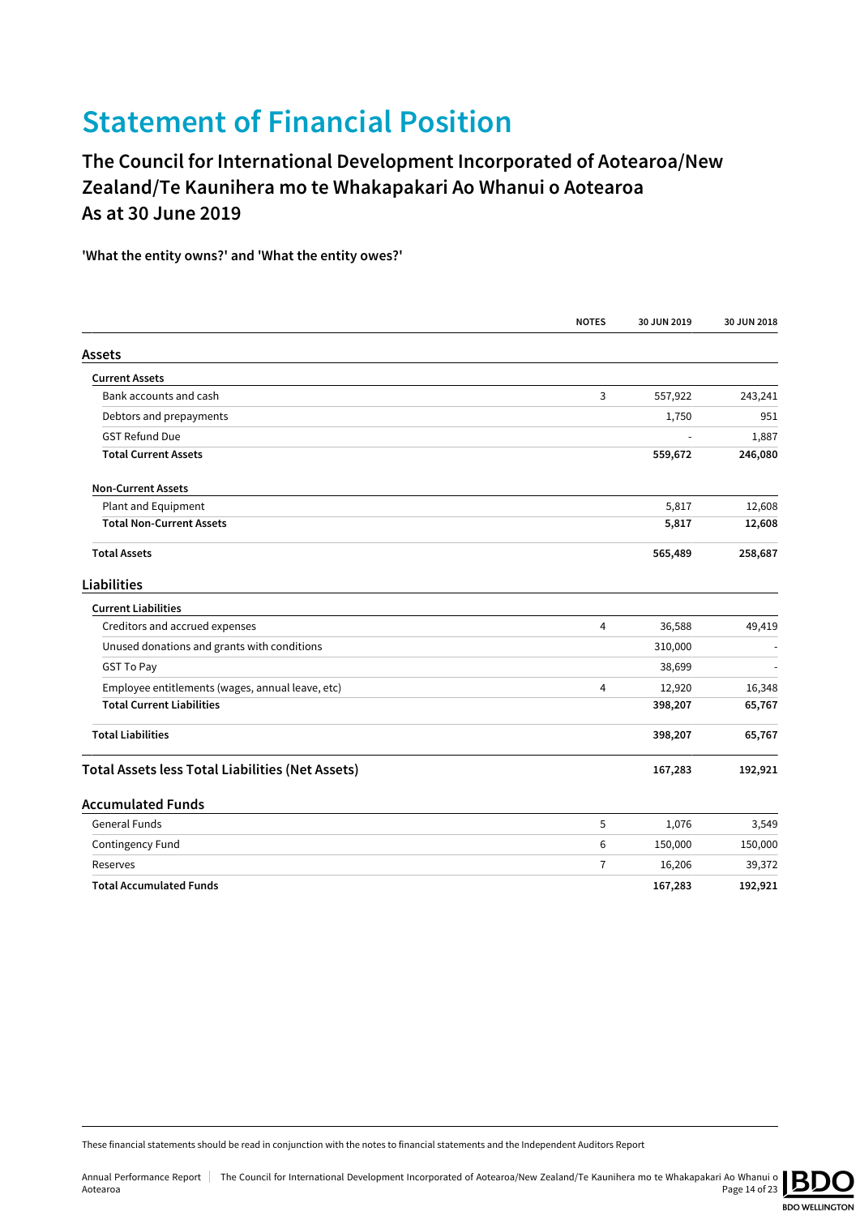# Statement of Financial Position

## The Council for International Development Incorporated of Aotearoa/New Zealand/Te Kaunihera mo te Whakapakari Ao Whanui o Aotearoa
## As at 30 June 2019

**'What the entity owns?' and 'What the entity owes?'**

| | NOTES | 30 JUN 2019 | 30 JUN 2018 |
|---|---|---|---|
| **Assets** | | | |
| **Current Assets** | | | |
| Bank accounts and cash | 3 | 557,922 | 243,241 |
| Debtors and prepayments | | 1,750 | 951 |
| GST Refund Due | | - | 1,887 |
| **Total Current Assets** | | **559,672** | **246,080** |
| **Non-Current Assets** | | | |
| Plant and Equipment | | 5,817 | 12,608 |
| **Total Non-Current Assets** | | **5,817** | **12,608** |
| **Total Assets** | | **565,489** | **258,687** |
| **Liabilities** | | | |
| **Current Liabilities** | | | |
| Creditors and accrued expenses | 4 | 36,588 | 49,419 |
| Unused donations and grants with conditions | | 310,000 | - |
| GST To Pay | | 38,699 | - |
| Employee entitlements (wages, annual leave, etc) | 4 | 12,920 | 16,348 |
| **Total Current Liabilities** | | **398,207** | **65,767** |
| **Total Liabilities** | | **398,207** | **65,767** |
| **Total Assets less Total Liabilities (Net Assets)** | | **167,283** | **192,921** |
| **Accumulated Funds** | | | |
| General Funds | 5 | 1,076 | 3,549 |
| Contingency Fund | 6 | 150,000 | 150,000 |
| Reserves | 7 | 16,206 | 39,372 |
| **Total Accumulated Funds** | | **167,283** | **192,921** |

These financial statements should be read in conjunction with the notes to financial statements and the Independent Auditors Report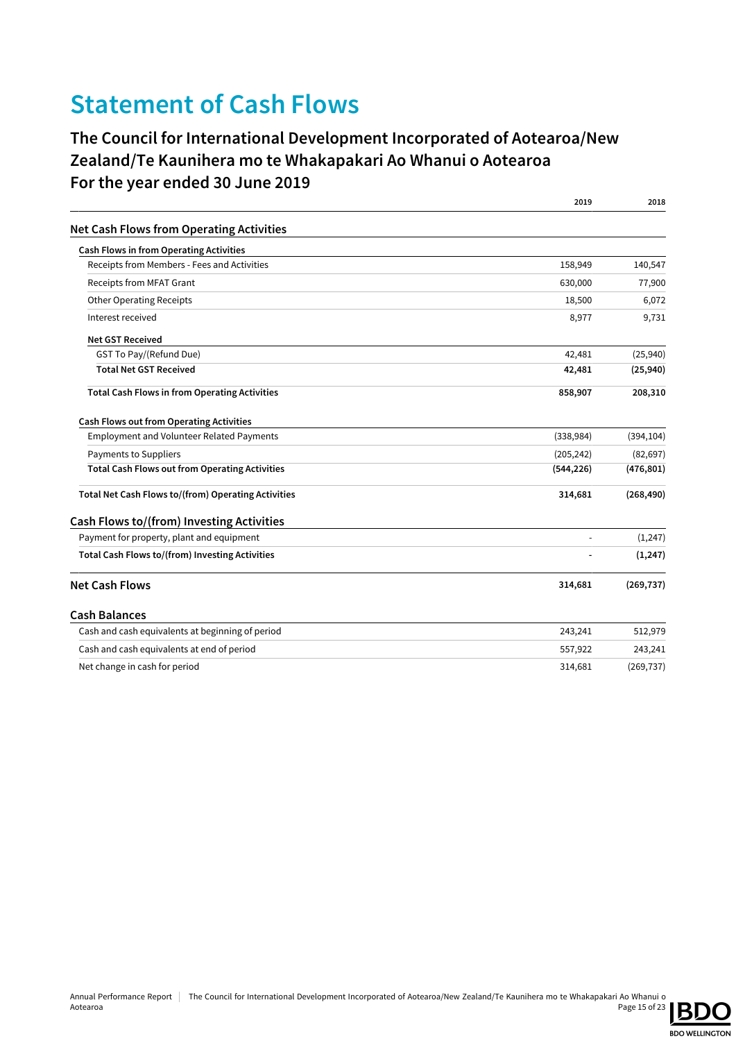# Statement of Cash Flows

## The Council for International Development Incorporated of Aotearoa/New Zealand/Te Kaunihera mo te Whakapakari Ao Whanui o Aotearoa
## For the year ended 30 June 2019

| | 2019 | 2018 |
|---|---|---|
| **Net Cash Flows from Operating Activities** | | |
| **Cash Flows in from Operating Activities** | | |
| Receipts from Members - Fees and Activities | 158,949 | 140,547 |
| Receipts from MFAT Grant | 630,000 | 77,900 |
| Other Operating Receipts | 18,500 | 6,072 |
| Interest received | 8,977 | 9,731 |
| **Net GST Received** | | |
| GST To Pay/(Refund Due) | 42,481 | (25,940) |
| **Total Net GST Received** | **42,481** | **(25,940)** |
| **Total Cash Flows in from Operating Activities** | **858,907** | **208,310** |
| **Cash Flows out from Operating Activities** | | |
| Employment and Volunteer Related Payments | (338,984) | (394,104) |
| Payments to Suppliers | (205,242) | (82,697) |
| **Total Cash Flows out from Operating Activities** | **(544,226)** | **(476,801)** |
| **Total Net Cash Flows to/(from) Operating Activities** | **314,681** | **(268,490)** |
| **Cash Flows to/(from) Investing Activities** | | |
| Payment for property, plant and equipment | - | (1,247) |
| **Total Cash Flows to/(from) Investing Activities** | **-** | **(1,247)** |
| **Net Cash Flows** | **314,681** | **(269,737)** |
| **Cash Balances** | | |
| Cash and cash equivalents at beginning of period | 243,241 | 512,979 |
| Cash and cash equivalents at end of period | 557,922 | 243,241 |
| Net change in cash for period | 314,681 | (269,737) |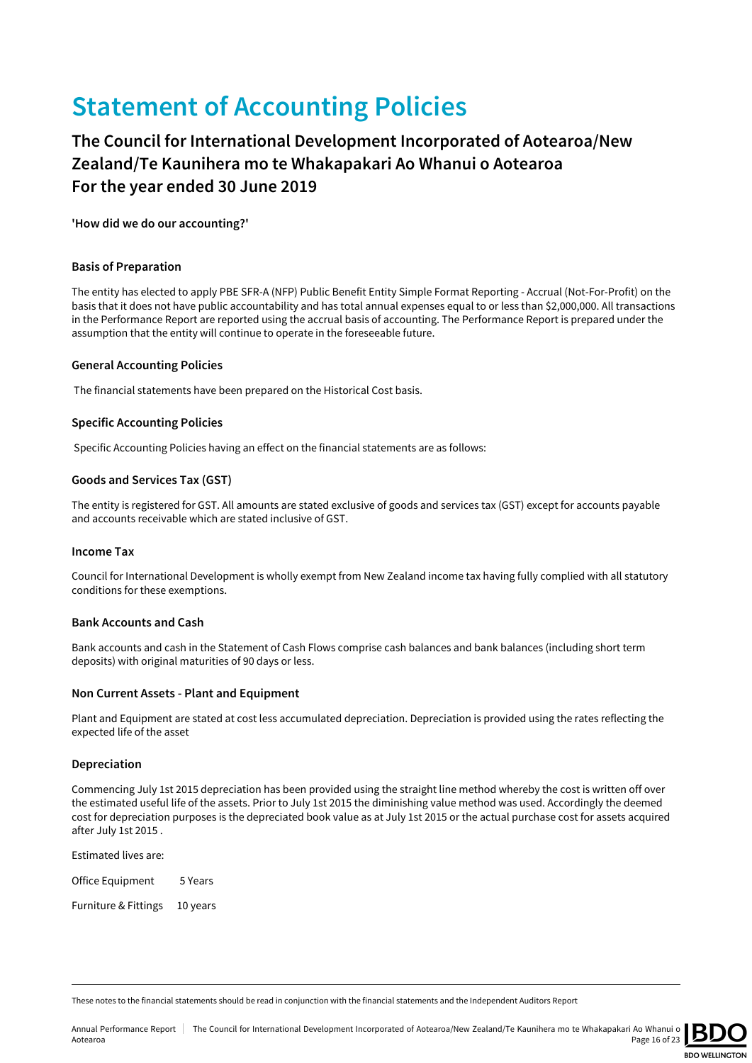# Statement of Accounting Policies

## The Council for International Development Incorporated of Aotearoa/New Zealand/Te Kaunihera mo te Whakapakari Ao Whanui o Aotearoa
## For the year ended 30 June 2019

**'How did we do our accounting?'**

### Basis of Preparation

The entity has elected to apply PBE SFR-A (NFP) Public Benefit Entity Simple Format Reporting - Accrual (Not-For-Profit) on the basis that it does not have public accountability and has total annual expenses equal to or less than $2,000,000. All transactions in the Performance Report are reported using the accrual basis of accounting. The Performance Report is prepared under the assumption that the entity will continue to operate in the foreseeable future.

### General Accounting Policies

The financial statements have been prepared on the Historical Cost basis.

### Specific Accounting Policies

Specific Accounting Policies having an effect on the financial statements are as follows:

### Goods and Services Tax (GST)

The entity is registered for GST. All amounts are stated exclusive of goods and services tax (GST) except for accounts payable and accounts receivable which are stated inclusive of GST.

### Income Tax

Council for International Development is wholly exempt from New Zealand income tax having fully complied with all statutory conditions for these exemptions.

### Bank Accounts and Cash

Bank accounts and cash in the Statement of Cash Flows comprise cash balances and bank balances (including short term deposits) with original maturities of 90 days or less.

### Non Current Assets - Plant and Equipment

Plant and Equipment are stated at cost less accumulated depreciation. Depreciation is provided using the rates reflecting the expected life of the asset

### Depreciation

Commencing July 1st 2015 depreciation has been provided using the straight line method whereby the cost is written off over the estimated useful life of the assets. Prior to July 1st 2015 the diminishing value method was used. Accordingly the deemed cost for depreciation purposes is the depreciated book value as at July 1st 2015 or the actual purchase cost for assets acquired after July 1st 2015 .

Estimated lives are:

Office Equipment 5 Years

Furniture & Fittings 10 years

These notes to the financial statements should be read in conjunction with the financial statements and the Independent Auditors Report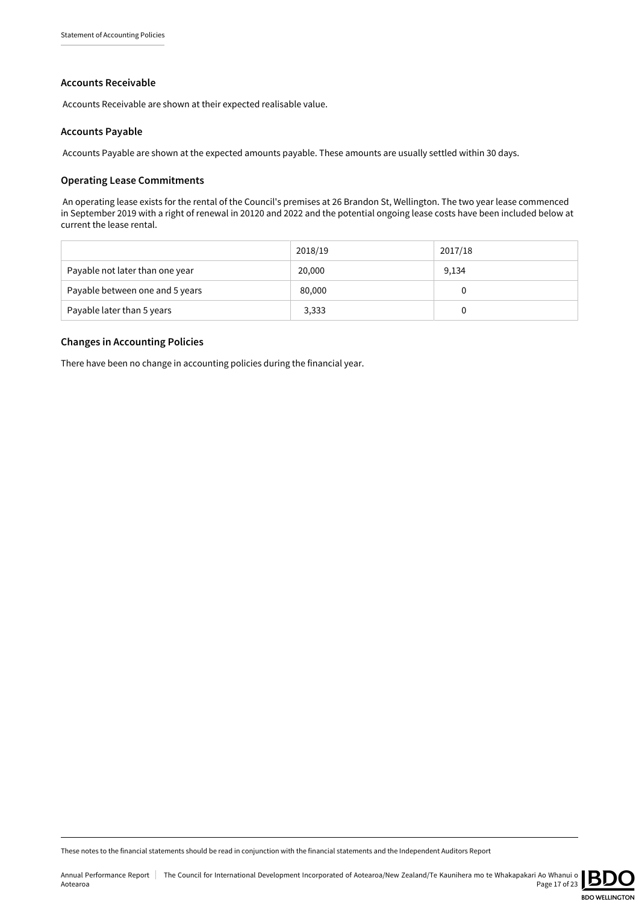### Accounts Receivable

Accounts Receivable are shown at their expected realisable value.

### Accounts Payable

Accounts Payable are shown at the expected amounts payable. These amounts are usually settled within 30 days.

### Operating Lease Commitments

An operating lease exists for the rental of the Council's premises at 26 Brandon St, Wellington. The two year lease commenced in September 2019 with a right of renewal in 20120 and 2022 and the potential ongoing lease costs have been included below at current the lease rental.

| | 2018/19 | 2017/18 |
|---|---|---|
| Payable not later than one year | 20,000 | 9,134 |
| Payable between one and 5 years | 80,000 | 0 |
| Payable later than 5 years | 3,333 | 0 |

### Changes in Accounting Policies

There have been no change in accounting policies during the financial year.

These notes to the financial statements should be read in conjunction with the financial statements and the Independent Auditors Report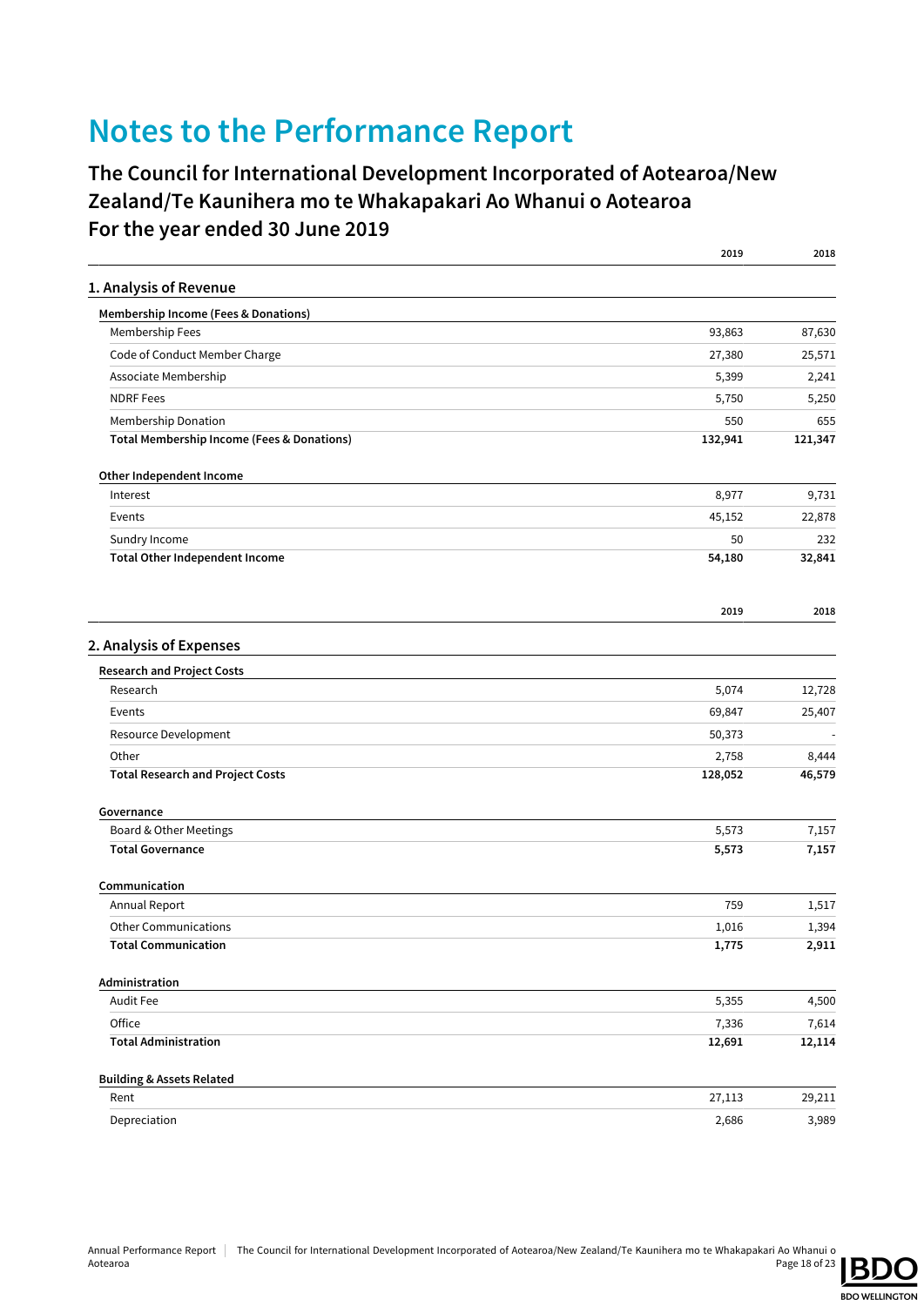# Notes to the Performance Report

## The Council for International Development Incorporated of Aotearoa/New Zealand/Te Kaunihera mo te Whakapakari Ao Whanui o Aotearoa
## For the year ended 30 June 2019

| | 2019 | 2018 |
|---|---|---|

### 1. Analysis of Revenue

| Membership Income (Fees & Donations) | | |
|---|---|---|
| Membership Fees | 93,863 | 87,630 |
| Code of Conduct Member Charge | 27,380 | 25,571 |
| Associate Membership | 5,399 | 2,241 |
| NDRF Fees | 5,750 | 5,250 |
| Membership Donation | 550 | 655 |
| **Total Membership Income (Fees & Donations)** | **132,941** | **121,347** |

| Other Independent Income | | |
|---|---|---|
| Interest | 8,977 | 9,731 |
| Events | 45,152 | 22,878 |
| Sundry Income | 50 | 232 |
| **Total Other Independent Income** | **54,180** | **32,841** |

| | 2019 | 2018 |
|---|---|---|

### 2. Analysis of Expenses

| Research and Project Costs | | |
|---|---|---|
| Research | 5,074 | 12,728 |
| Events | 69,847 | 25,407 |
| Resource Development | 50,373 | - |
| Other | 2,758 | 8,444 |
| **Total Research and Project Costs** | **128,052** | **46,579** |

| Governance | | |
|---|---|---|
| Board & Other Meetings | 5,573 | 7,157 |
| **Total Governance** | **5,573** | **7,157** |

| Communication | | |
|---|---|---|
| Annual Report | 759 | 1,517 |
| Other Communications | 1,016 | 1,394 |
| **Total Communication** | **1,775** | **2,911** |

| Administration | | |
|---|---|---|
| Audit Fee | 5,355 | 4,500 |
| Office | 7,336 | 7,614 |
| **Total Administration** | **12,691** | **12,114** |

| Building & Assets Related | | |
|---|---|---|
| Rent | 27,113 | 29,211 |
| Depreciation | 2,686 | 3,989 |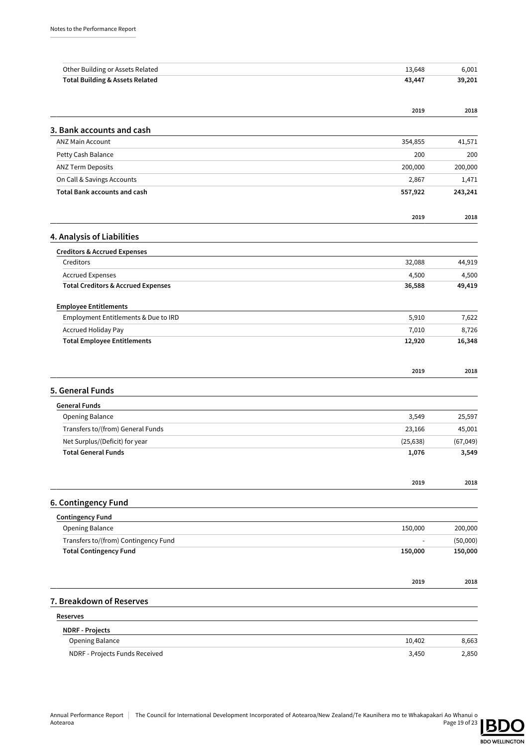| | | |
|---|---|---|
| Other Building or Assets Related | 13,648 | 6,001 |
| **Total Building & Assets Related** | **43,447** | **39,201** |

## 3. Bank accounts and cash

| | 2019 | 2018 |
|---|---|---|
| ANZ Main Account | 354,855 | 41,571 |
| Petty Cash Balance | 200 | 200 |
| ANZ Term Deposits | 200,000 | 200,000 |
| On Call & Savings Accounts | 2,867 | 1,471 |
| **Total Bank accounts and cash** | **557,922** | **243,241** |

## 4. Analysis of Liabilities

| | 2019 | 2018 |
|---|---|---|
| **Creditors & Accrued Expenses** | | |
| Creditors | 32,088 | 44,919 |
| Accrued Expenses | 4,500 | 4,500 |
| **Total Creditors & Accrued Expenses** | **36,588** | **49,419** |
| **Employee Entitlements** | | |
| Employment Entitlements & Due to IRD | 5,910 | 7,622 |
| Accrued Holiday Pay | 7,010 | 8,726 |
| **Total Employee Entitlements** | **12,920** | **16,348** |

## 5. General Funds

| | 2019 | 2018 |
|---|---|---|
| **General Funds** | | |
| Opening Balance | 3,549 | 25,597 |
| Transfers to/(from) General Funds | 23,166 | 45,001 |
| Net Surplus/(Deficit) for year | (25,638) | (67,049) |
| **Total General Funds** | **1,076** | **3,549** |

## 6. Contingency Fund

| | 2019 | 2018 |
|---|---|---|
| **Contingency Fund** | | |
| Opening Balance | 150,000 | 200,000 |
| Transfers to/(from) Contingency Fund | - | (50,000) |
| **Total Contingency Fund** | **150,000** | **150,000** |

## 7. Breakdown of Reserves

| | 2019 | 2018 |
|---|---|---|
| **Reserves** | | |
| **NDRF - Projects** | | |
| Opening Balance | 10,402 | 8,663 |
| NDRF - Projects Funds Received | 3,450 | 2,850 |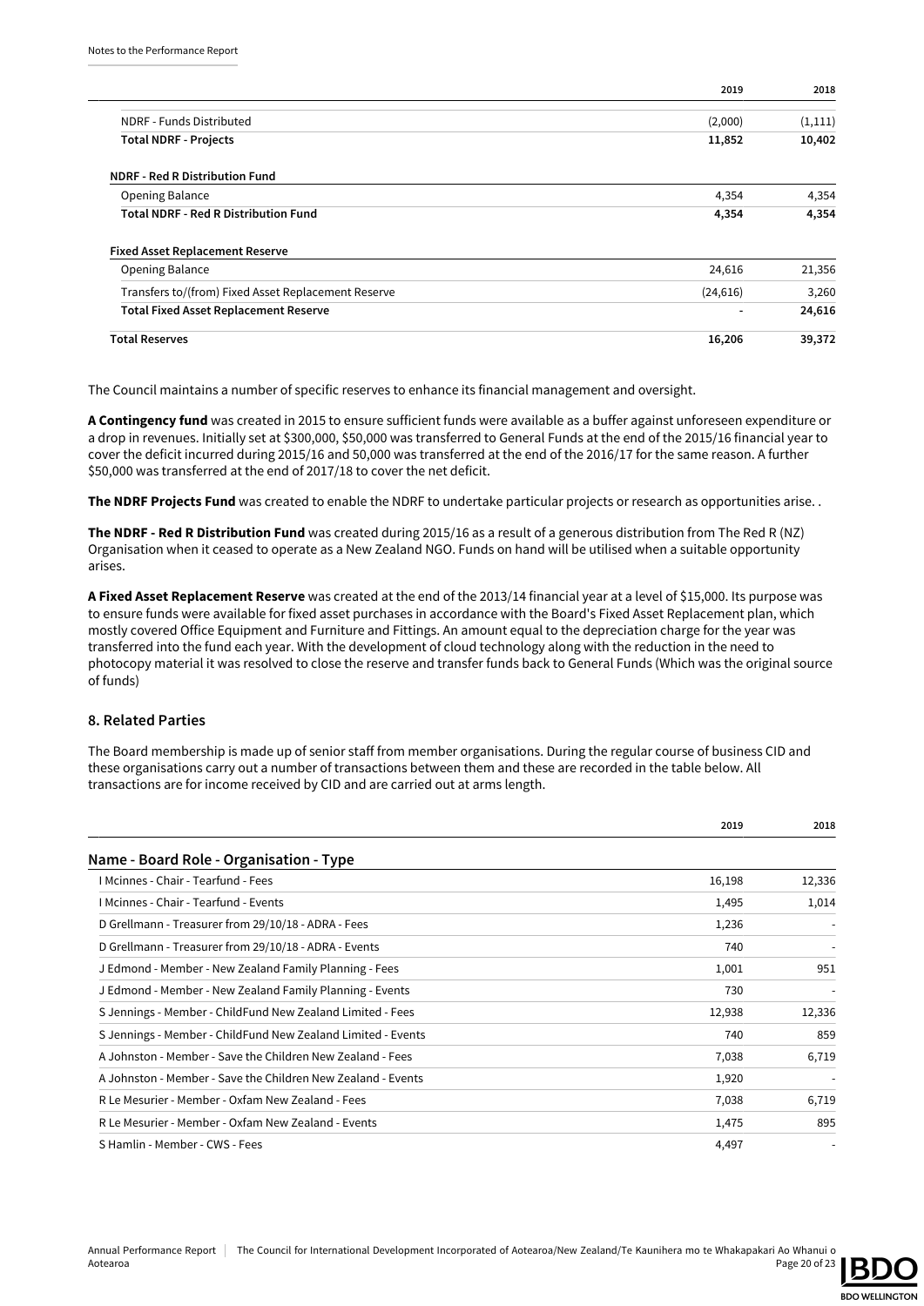|  | 2019 | 2018 |
|---|---|---|
| NDRF - Funds Distributed | (2,000) | (1,111) |
| **Total NDRF - Projects** | **11,852** | **10,402** |
| **NDRF - Red R Distribution Fund** | | |
| Opening Balance | 4,354 | 4,354 |
| **Total NDRF - Red R Distribution Fund** | **4,354** | **4,354** |
| **Fixed Asset Replacement Reserve** | | |
| Opening Balance | 24,616 | 21,356 |
| Transfers to/(from) Fixed Asset Replacement Reserve | (24,616) | 3,260 |
| **Total Fixed Asset Replacement Reserve** | **-** | **24,616** |
| **Total Reserves** | **16,206** | **39,372** |

The Council maintains a number of specific reserves to enhance its financial management and oversight.

**A Contingency fund** was created in 2015 to ensure sufficient funds were available as a buffer against unforeseen expenditure or a drop in revenues. Initially set at $300,000, $50,000 was transferred to General Funds at the end of the 2015/16 financial year to cover the deficit incurred during 2015/16 and 50,000 was transferred at the end of the 2016/17 for the same reason. A further $50,000 was transferred at the end of 2017/18 to cover the net deficit.

**The NDRF Projects Fund** was created to enable the NDRF to undertake particular projects or research as opportunities arise. .

**The NDRF - Red R Distribution Fund** was created during 2015/16 as a result of a generous distribution from The Red R (NZ) Organisation when it ceased to operate as a New Zealand NGO. Funds on hand will be utilised when a suitable opportunity arises.

**A Fixed Asset Replacement Reserve** was created at the end of the 2013/14 financial year at a level of $15,000. Its purpose was to ensure funds were available for fixed asset purchases in accordance with the Board's Fixed Asset Replacement plan, which mostly covered Office Equipment and Furniture and Fittings. An amount equal to the depreciation charge for the year was transferred into the fund each year. With the development of cloud technology along with the reduction in the need to photocopy material it was resolved to close the reserve and transfer funds back to General Funds (Which was the original source of funds)

## 8. Related Parties

The Board membership is made up of senior staff from member organisations. During the regular course of business CID and these organisations carry out a number of transactions between them and these are recorded in the table below. All transactions are for income received by CID and are carried out at arms length.

| Name - Board Role - Organisation - Type | 2019 | 2018 |
|---|---|---|
| I Mcinnes - Chair - Tearfund - Fees | 16,198 | 12,336 |
| I Mcinnes - Chair - Tearfund - Events | 1,495 | 1,014 |
| D Grellmann - Treasurer from 29/10/18 - ADRA - Fees | 1,236 | - |
| D Grellmann - Treasurer from 29/10/18 - ADRA - Events | 740 | - |
| J Edmond - Member - New Zealand Family Planning - Fees | 1,001 | 951 |
| J Edmond - Member - New Zealand Family Planning - Events | 730 | - |
| S Jennings - Member - ChildFund New Zealand Limited - Fees | 12,938 | 12,336 |
| S Jennings - Member - ChildFund New Zealand Limited - Events | 740 | 859 |
| A Johnston - Member - Save the Children New Zealand - Fees | 7,038 | 6,719 |
| A Johnston - Member - Save the Children New Zealand - Events | 1,920 | - |
| R Le Mesurier - Member - Oxfam New Zealand - Fees | 7,038 | 6,719 |
| R Le Mesurier - Member - Oxfam New Zealand - Events | 1,475 | 895 |
| S Hamlin - Member - CWS - Fees | 4,497 | - |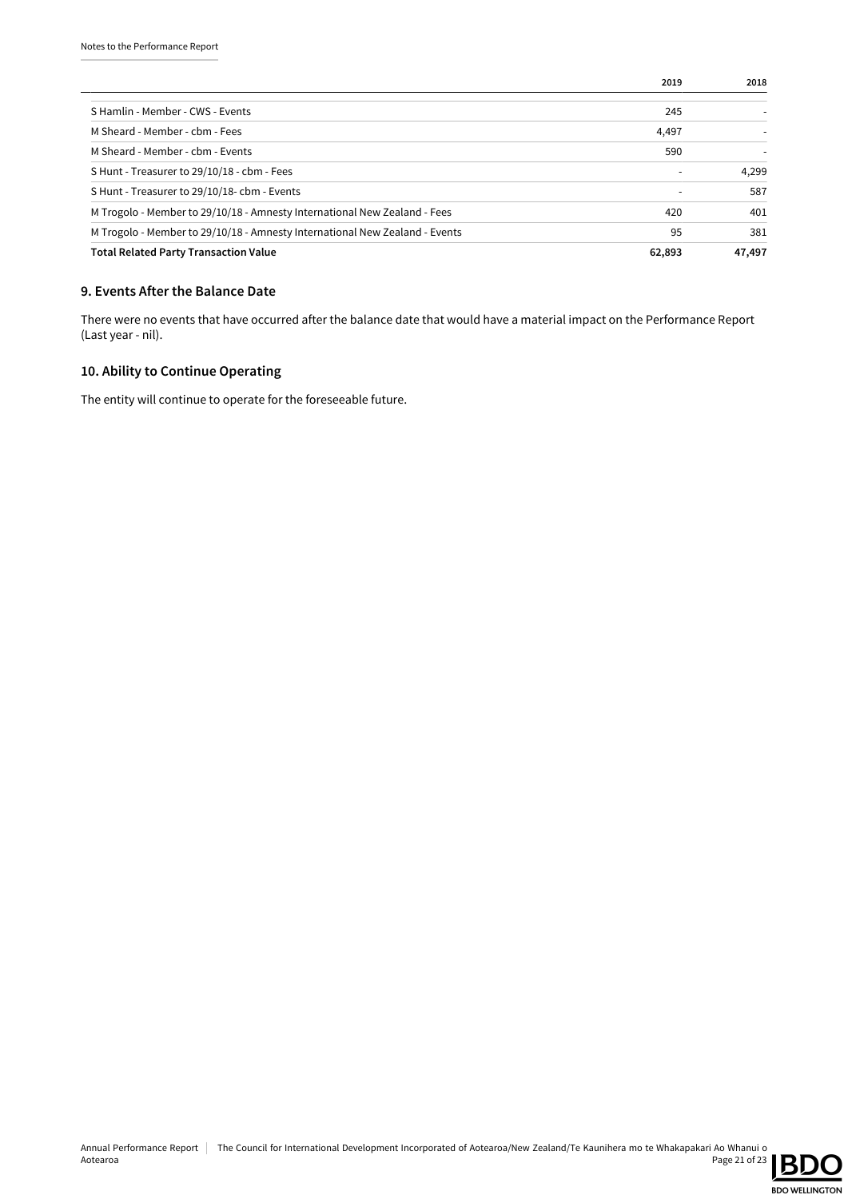| | 2019 | 2018 |
|---|---|---|
| S Hamlin - Member - CWS - Events | 245 | - |
| M Sheard - Member - cbm - Fees | 4,497 | - |
| M Sheard - Member - cbm - Events | 590 | - |
| S Hunt - Treasurer to 29/10/18 - cbm - Fees | - | 4,299 |
| S Hunt - Treasurer to 29/10/18- cbm - Events | - | 587 |
| M Trogolo - Member to 29/10/18 - Amnesty International New Zealand - Fees | 420 | 401 |
| M Trogolo - Member to 29/10/18 - Amnesty International New Zealand - Events | 95 | 381 |
| **Total Related Party Transaction Value** | **62,893** | **47,497** |

## 9. Events After the Balance Date

There were no events that have occurred after the balance date that would have a material impact on the Performance Report (Last year - nil).

## 10. Ability to Continue Operating

The entity will continue to operate for the foreseeable future.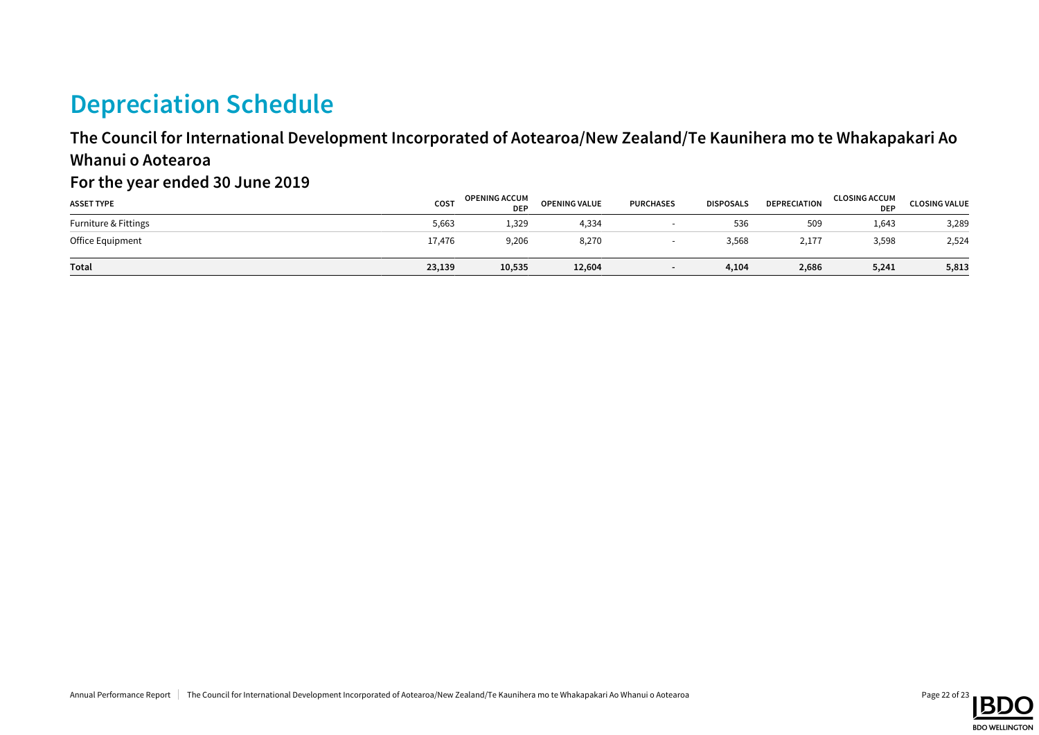# Depreciation Schedule

## The Council for International Development Incorporated of Aotearoa/New Zealand/Te Kaunihera mo te Whakapakari Ao Whanui o Aotearoa

## For the year ended 30 June 2019

| ASSET TYPE | COST | OPENING ACCUM DEP | OPENING VALUE | PURCHASES | DISPOSALS | DEPRECIATION | CLOSING ACCUM DEP | CLOSING VALUE |
|---|---|---|---|---|---|---|---|---|
| Furniture & Fittings | 5,663 | 1,329 | 4,334 | - | 536 | 509 | 1,643 | 3,289 |
| Office Equipment | 17,476 | 9,206 | 8,270 | - | 3,568 | 2,177 | 3,598 | 2,524 |
| **Total** | **23,139** | **10,535** | **12,604** | **-** | **4,104** | **2,686** | **5,241** | **5,813** |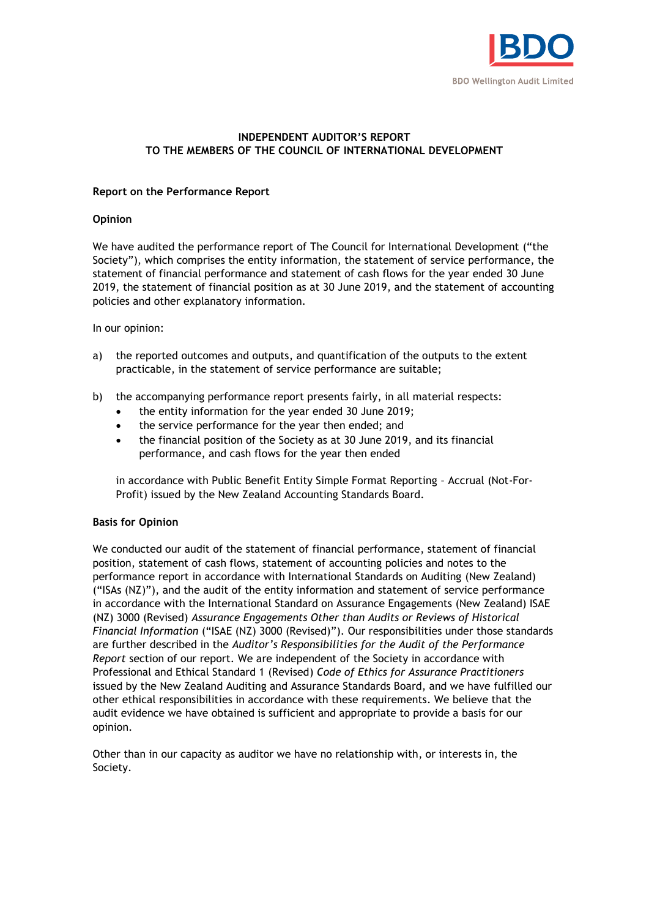BDO Wellington Audit Limited

**INDEPENDENT AUDITOR'S REPORT**
**TO THE MEMBERS OF THE COUNCIL OF INTERNATIONAL DEVELOPMENT**

**Report on the Performance Report**

**Opinion**

We have audited the performance report of The Council for International Development ("the Society"), which comprises the entity information, the statement of service performance, the statement of financial performance and statement of cash flows for the year ended 30 June 2019, the statement of financial position as at 30 June 2019, and the statement of accounting policies and other explanatory information.

In our opinion:

a) the reported outcomes and outputs, and quantification of the outputs to the extent practicable, in the statement of service performance are suitable;

b) the accompanying performance report presents fairly, in all material respects:
   - the entity information for the year ended 30 June 2019;
   - the service performance for the year then ended; and
   - the financial position of the Society as at 30 June 2019, and its financial performance, and cash flows for the year then ended

   in accordance with Public Benefit Entity Simple Format Reporting – Accrual (Not-For-Profit) issued by the New Zealand Accounting Standards Board.

**Basis for Opinion**

We conducted our audit of the statement of financial performance, statement of financial position, statement of cash flows, statement of accounting policies and notes to the performance report in accordance with International Standards on Auditing (New Zealand) ("ISAs (NZ)"), and the audit of the entity information and statement of service performance in accordance with the International Standard on Assurance Engagements (New Zealand) ISAE (NZ) 3000 (Revised) *Assurance Engagements Other than Audits or Reviews of Historical Financial Information* ("ISAE (NZ) 3000 (Revised)"). Our responsibilities under those standards are further described in the *Auditor's Responsibilities for the Audit of the Performance Report* section of our report. We are independent of the Society in accordance with Professional and Ethical Standard 1 (Revised) *Code of Ethics for Assurance Practitioners* issued by the New Zealand Auditing and Assurance Standards Board, and we have fulfilled our other ethical responsibilities in accordance with these requirements. We believe that the audit evidence we have obtained is sufficient and appropriate to provide a basis for our opinion.

Other than in our capacity as auditor we have no relationship with, or interests in, the Society.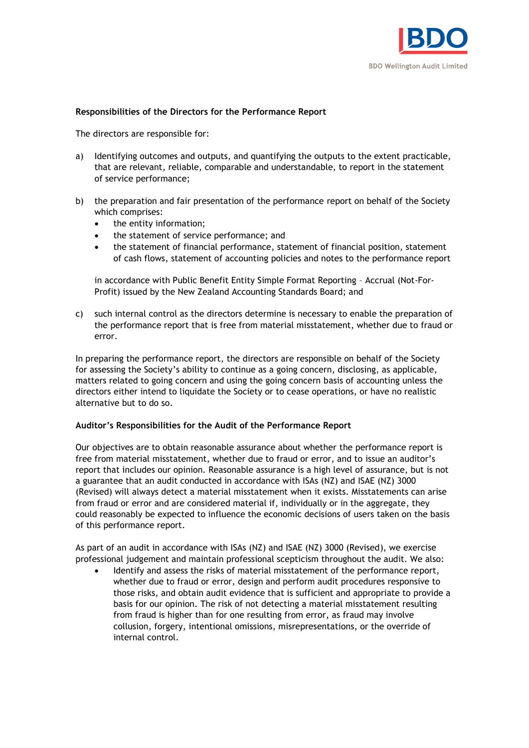**Responsibilities of the Directors for the Performance Report**

The directors are responsible for:

a) Identifying outcomes and outputs, and quantifying the outputs to the extent practicable, that are relevant, reliable, comparable and understandable, to report in the statement of service performance;

b) the preparation and fair presentation of the performance report on behalf of the Society which comprises:
   - the entity information;
   - the statement of service performance; and
   - the statement of financial performance, statement of financial position, statement of cash flows, statement of accounting policies and notes to the performance report

   in accordance with Public Benefit Entity Simple Format Reporting – Accrual (Not-For-Profit) issued by the New Zealand Accounting Standards Board; and

c) such internal control as the directors determine is necessary to enable the preparation of the performance report that is free from material misstatement, whether due to fraud or error.

In preparing the performance report, the directors are responsible on behalf of the Society for assessing the Society's ability to continue as a going concern, disclosing, as applicable, matters related to going concern and using the going concern basis of accounting unless the directors either intend to liquidate the Society or to cease operations, or have no realistic alternative but to do so.

**Auditor's Responsibilities for the Audit of the Performance Report**

Our objectives are to obtain reasonable assurance about whether the performance report is free from material misstatement, whether due to fraud or error, and to issue an auditor's report that includes our opinion. Reasonable assurance is a high level of assurance, but is not a guarantee that an audit conducted in accordance with ISAs (NZ) and ISAE (NZ) 3000 (Revised) will always detect a material misstatement when it exists. Misstatements can arise from fraud or error and are considered material if, individually or in the aggregate, they could reasonably be expected to influence the economic decisions of users taken on the basis of this performance report.

As part of an audit in accordance with ISAs (NZ) and ISAE (NZ) 3000 (Revised), we exercise professional judgement and maintain professional scepticism throughout the audit. We also:

- Identify and assess the risks of material misstatement of the performance report, whether due to fraud or error, design and perform audit procedures responsive to those risks, and obtain audit evidence that is sufficient and appropriate to provide a basis for our opinion. The risk of not detecting a material misstatement resulting from fraud is higher than for one resulting from error, as fraud may involve collusion, forgery, intentional omissions, misrepresentations, or the override of internal control.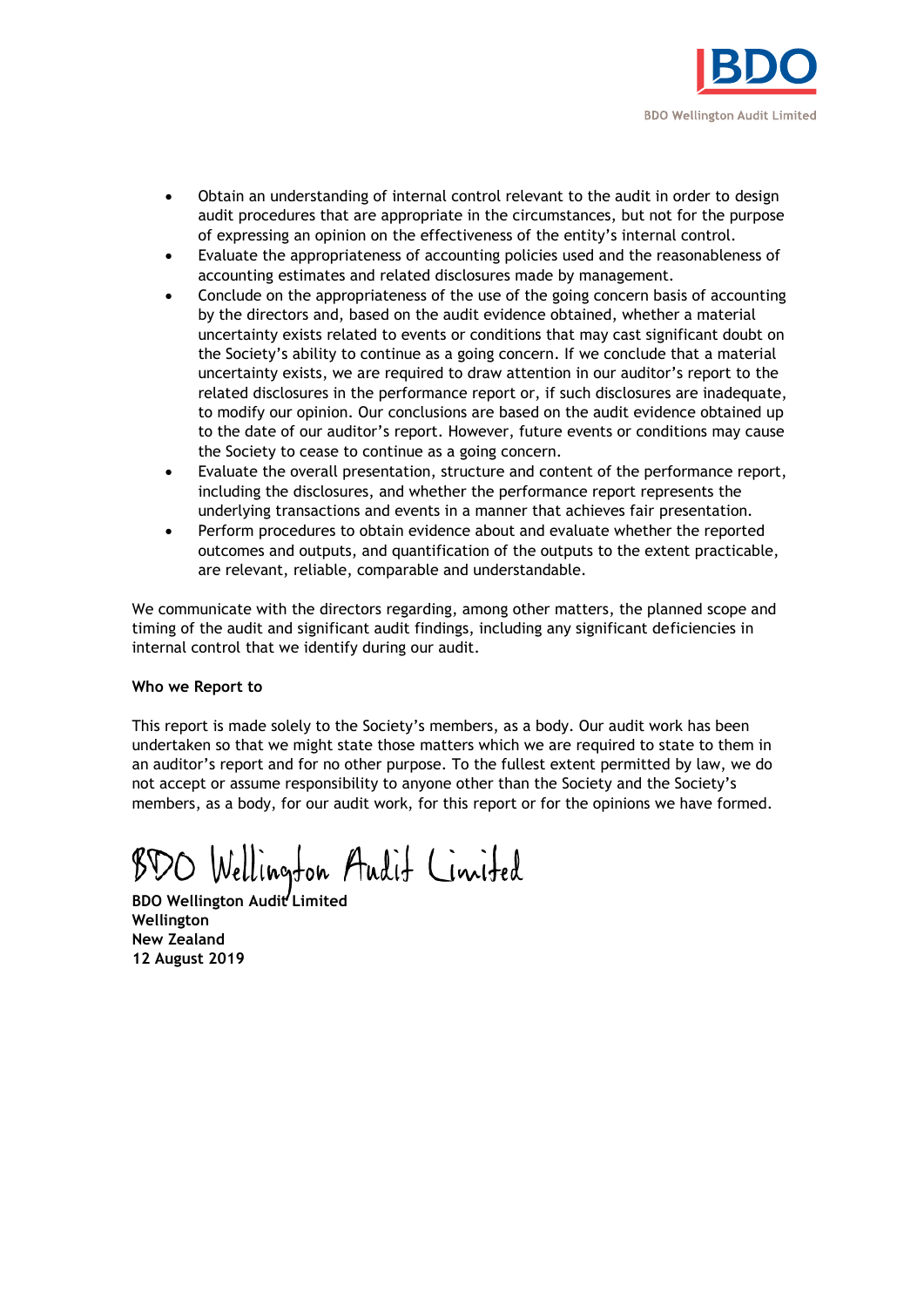- Obtain an understanding of internal control relevant to the audit in order to design audit procedures that are appropriate in the circumstances, but not for the purpose of expressing an opinion on the effectiveness of the entity's internal control.
- Evaluate the appropriateness of accounting policies used and the reasonableness of accounting estimates and related disclosures made by management.
- Conclude on the appropriateness of the use of the going concern basis of accounting by the directors and, based on the audit evidence obtained, whether a material uncertainty exists related to events or conditions that may cast significant doubt on the Society's ability to continue as a going concern. If we conclude that a material uncertainty exists, we are required to draw attention in our auditor's report to the related disclosures in the performance report or, if such disclosures are inadequate, to modify our opinion. Our conclusions are based on the audit evidence obtained up to the date of our auditor's report. However, future events or conditions may cause the Society to cease to continue as a going concern.
- Evaluate the overall presentation, structure and content of the performance report, including the disclosures, and whether the performance report represents the underlying transactions and events in a manner that achieves fair presentation.
- Perform procedures to obtain evidence about and evaluate whether the reported outcomes and outputs, and quantification of the outputs to the extent practicable, are relevant, reliable, comparable and understandable.

We communicate with the directors regarding, among other matters, the planned scope and timing of the audit and significant audit findings, including any significant deficiencies in internal control that we identify during our audit.

**Who we Report to**

This report is made solely to the Society's members, as a body. Our audit work has been undertaken so that we might state those matters which we are required to state to them in an auditor's report and for no other purpose. To the fullest extent permitted by law, we do not accept or assume responsibility to anyone other than the Society and the Society's members, as a body, for our audit work, for this report or for the opinions we have formed.

BDO Wellington Audit Limited

**BDO Wellington Audit Limited**
**Wellington**
**New Zealand**
**12 August 2019**